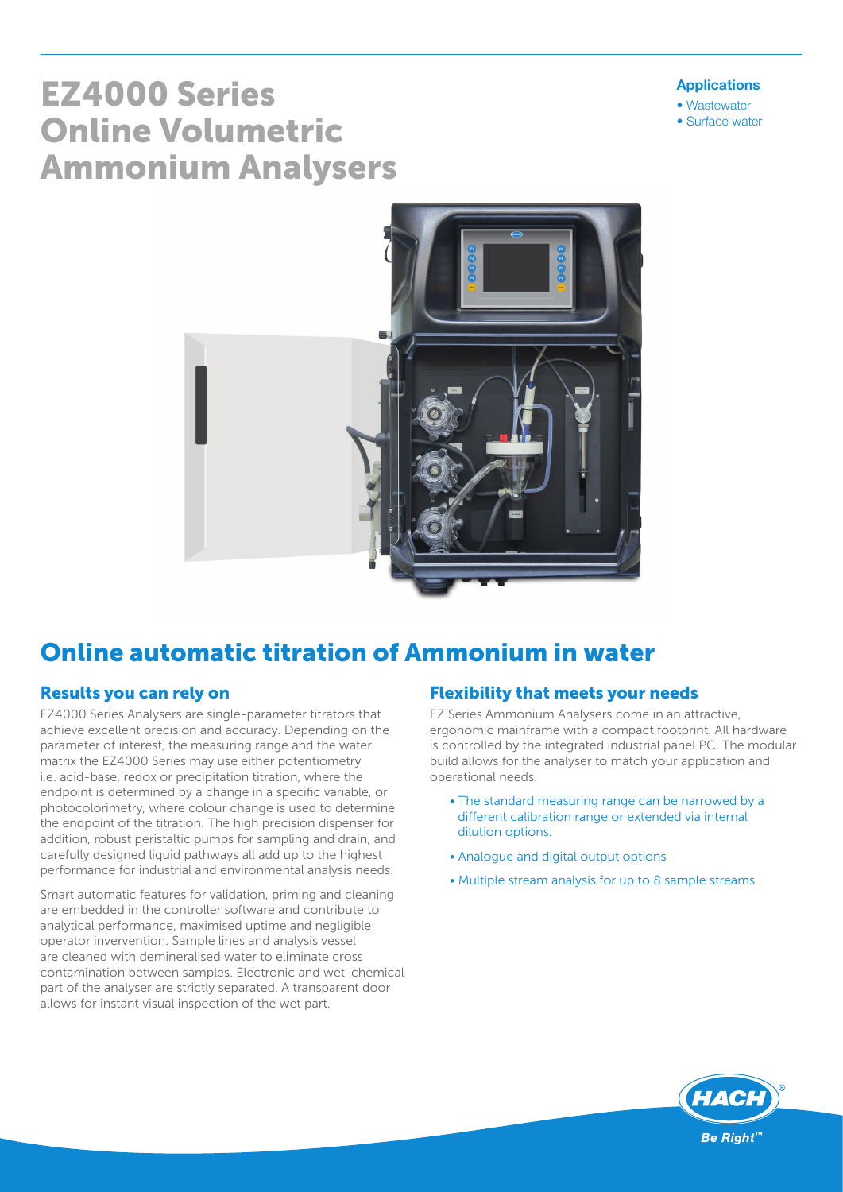# EZ4000 Series Online Volumetric Ammonium Analysers

**Applications**

- Wastewater
- Surface water

## Online automatic titration of Ammonium in water

### Results you can rely on

EZ4000 Series Analysers are single-parameter titrators that achieve excellent precision and accuracy. Depending on the parameter of interest, the measuring range and the water matrix the EZ4000 Series may use either potentiometry i.e. acid-base, redox or precipitation titration, where the endpoint is determined by a change in a specific variable, or photocolorimetry, where colour change is used to determine the endpoint of the titration. The high precision dispenser for addition, robust peristaltic pumps for sampling and drain, and carefully designed liquid pathways all add up to the highest performance for industrial and environmental analysis needs.

Smart automatic features for validation, priming and cleaning are embedded in the controller software and contribute to analytical performance, maximised uptime and negligible operator invervention. Sample lines and analysis vessel are cleaned with demineralised water to eliminate cross contamination between samples. Electronic and wet-chemical part of the analyser are strictly separated. A transparent door allows for instant visual inspection of the wet part.

### Flexibility that meets your needs

EZ Series Ammonium Analysers come in an attractive, ergonomic mainframe with a compact footprint. All hardware is controlled by the integrated industrial panel PC. The modular build allows for the analyser to match your application and operational needs.

- The standard measuring range can be narrowed by a different calibration range or extended via internal dilution options.
- Analogue and digital output options
- Multiple stream analysis for up to 8 sample streams

HACH® Be Right™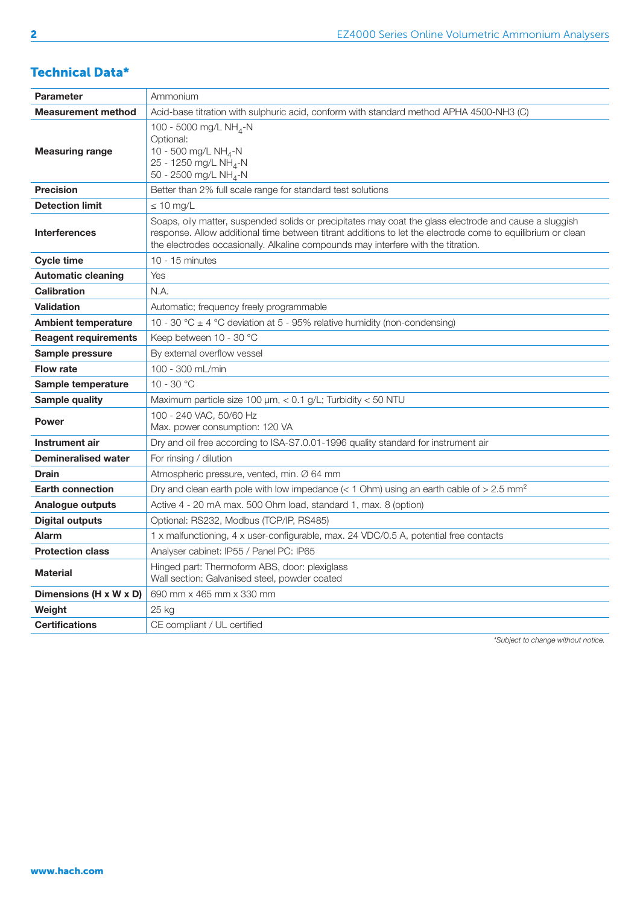## Technical Data*

| Parameter | Ammonium |
|---|---|
| Measurement method | Acid-base titration with sulphuric acid, conform with standard method APHA 4500-NH3 (C) |
| Measuring range | 100 - 5000 mg/L $NH_4$-N<br>Optional:<br>10 - 500 mg/L $NH_4$-N<br>25 - 1250 mg/L $NH_4$-N<br>50 - 2500 mg/L $NH_4$-N |
| Precision | Better than 2% full scale range for standard test solutions |
| Detection limit | ≤ 10 mg/L |
| Interferences | Soaps, oily matter, suspended solids or precipitates may coat the glass electrode and cause a sluggish response. Allow additional time between titrant additions to let the electrode come to equilibrium or clean the electrodes occasionally. Alkaline compounds may interfere with the titration. |
| Cycle time | 10 - 15 minutes |
| Automatic cleaning | Yes |
| Calibration | N.A. |
| Validation | Automatic; frequency freely programmable |
| Ambient temperature | 10 - 30 °C ± 4 °C deviation at 5 - 95% relative humidity (non-condensing) |
| Reagent requirements | Keep between 10 - 30 °C |
| Sample pressure | By external overflow vessel |
| Flow rate | 100 - 300 mL/min |
| Sample temperature | 10 - 30 °C |
| Sample quality | Maximum particle size 100 µm, < 0.1 g/L; Turbidity < 50 NTU |
| Power | 100 - 240 VAC, 50/60 Hz<br>Max. power consumption: 120 VA |
| Instrument air | Dry and oil free according to ISA-S7.0.01-1996 quality standard for instrument air |
| Demineralised water | For rinsing / dilution |
| Drain | Atmospheric pressure, vented, min. Ø 64 mm |
| Earth connection | Dry and clean earth pole with low impedance (< 1 Ohm) using an earth cable of > 2.5 $mm^2$ |
| Analogue outputs | Active 4 - 20 mA max. 500 Ohm load, standard 1, max. 8 (option) |
| Digital outputs | Optional: RS232, Modbus (TCP/IP, RS485) |
| Alarm | 1 x malfunctioning, 4 x user-configurable, max. 24 VDC/0.5 A, potential free contacts |
| Protection class | Analyser cabinet: IP55 / Panel PC: IP65 |
| Material | Hinged part: Thermoform ABS, door: plexiglass<br>Wall section: Galvanised steel, powder coated |
| Dimensions (H x W x D) | 690 mm x 465 mm x 330 mm |
| Weight | 25 kg |
| Certifications | CE compliant / UL certified |

*\*Subject to change without notice.*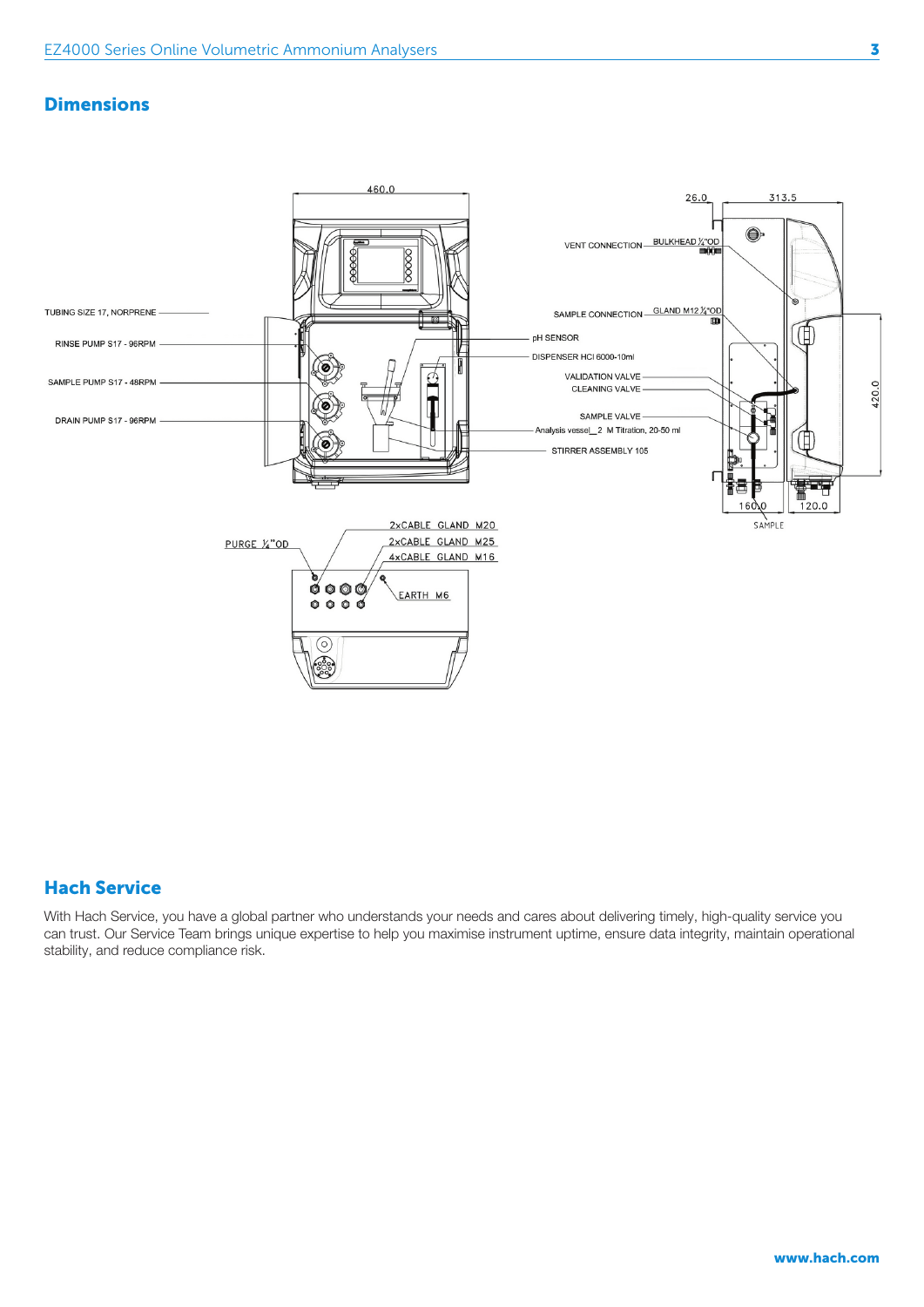## Dimensions

460.0

26.0

313.5

TUBING SIZE 17, NORPRENE

RINSE PUMP S17 - 96RPM

SAMPLE PUMP S17 - 48RPM

DRAIN PUMP S17 - 96RPM

VENT CONNECTION

BULKHEAD ¼"OD

SAMPLE CONNECTION

GLAND M12 ¼"OD

pH SENSOR

DISPENSER HCl 6000-10ml

VALIDATION VALVE

CLEANING VALVE

SAMPLE VALVE

Analysis vessel_2 M Titration, 20-50 ml

STIRRER ASSEMBLY 105

420.0

160.0

120.0

SAMPLE

PURGE ¼"OD

2xCABLE GLAND M20

2xCABLE GLAND M25

4xCABLE GLAND M16

EARTH M6

## Hach Service

With Hach Service, you have a global partner who understands your needs and cares about delivering timely, high-quality service you can trust. Our Service Team brings unique expertise to help you maximise instrument uptime, ensure data integrity, maintain operational stability, and reduce compliance risk.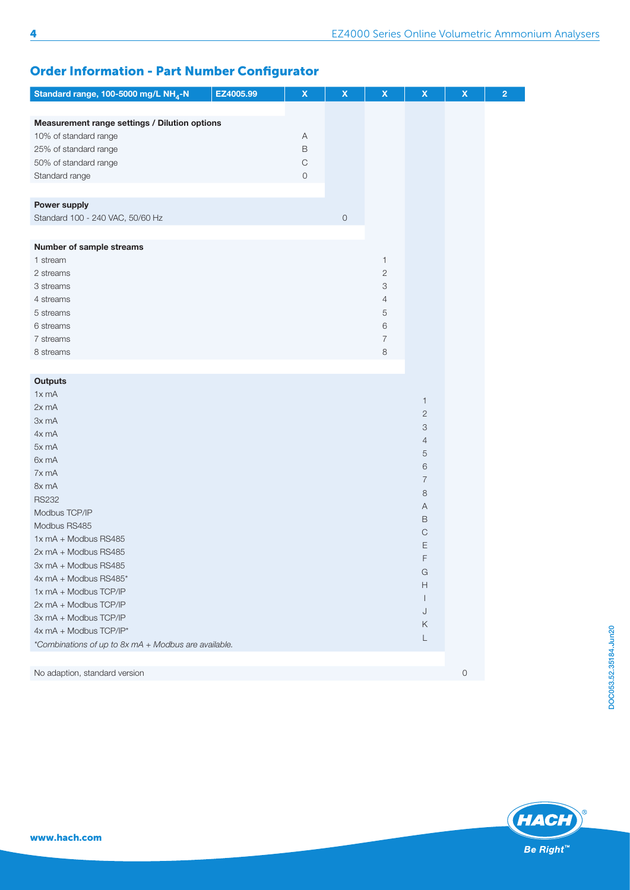## Order Information - Part Number Configurator

| Standard range, 100-5000 mg/L $NH_4$-N | EZ4005.99 | X | X | X | X | X | 2 |
|---|---|---|---|---|---|---|---|
| **Measurement range settings / Dilution options** | | | | | | | |
| 10% of standard range | | A | | | | | |
| 25% of standard range | | B | | | | | |
| 50% of standard range | | C | | | | | |
| Standard range | | 0 | | | | | |
| **Power supply** | | | | | | | |
| Standard 100 - 240 VAC, 50/60 Hz | | | 0 | | | | |
| **Number of sample streams** | | | | | | | |
| 1 stream | | | | 1 | | | |
| 2 streams | | | | 2 | | | |
| 3 streams | | | | 3 | | | |
| 4 streams | | | | 4 | | | |
| 5 streams | | | | 5 | | | |
| 6 streams | | | | 6 | | | |
| 7 streams | | | | 7 | | | |
| 8 streams | | | | 8 | | | |
| **Outputs** | | | | | | | |
| 1x mA | | | | | 1 | | |
| 2x mA | | | | | 2 | | |
| 3x mA | | | | | 3 | | |
| 4x mA | | | | | 4 | | |
| 5x mA | | | | | 5 | | |
| 6x mA | | | | | 6 | | |
| 7x mA | | | | | 7 | | |
| 8x mA | | | | | 8 | | |
| RS232 | | | | | A | | |
| Modbus TCP/IP | | | | | B | | |
| Modbus RS485 | | | | | C | | |
| 1x mA + Modbus RS485 | | | | | E | | |
| 2x mA + Modbus RS485 | | | | | F | | |
| 3x mA + Modbus RS485 | | | | | G | | |
| 4x mA + Modbus RS485* | | | | | H | | |
| 1x mA + Modbus TCP/IP | | | | | I | | |
| 2x mA + Modbus TCP/IP | | | | | J | | |
| 3x mA + Modbus TCP/IP | | | | | K | | |
| 4x mA + Modbus TCP/IP* | | | | | L | | |
| *Combinations of up to 8x mA + Modbus are available.* | | | | | | | |
| No adaption, standard version | | | | | | 0 | |

DOC053.52.35184.Jun20